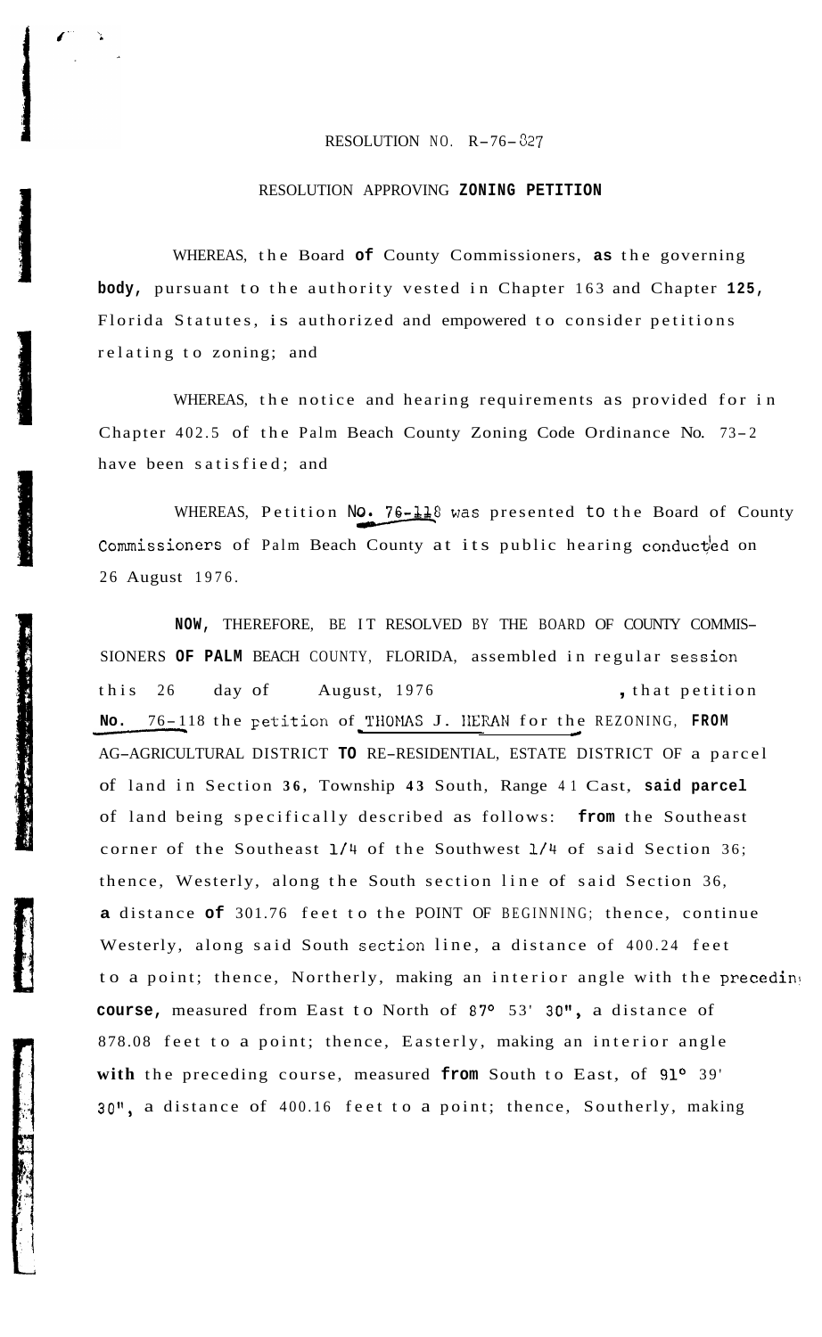RESOLUTION NO. R-76-827

RESOLUTION APPROVING ZONING PETITION

WHEREAS, the Board of County Commissioners, as the governing body, pursuant to the authority vested in Chapter 163 and Chapter 125, Florida Statutes, is authorized and empowered to consider petitions relating to zoning; and

WHEREAS, the notice and hearing requirements as provided for in Chapter 402.5 of the Palm Beach County Zoning Code Ordinance No. 73-2 have been satisfied; and

WHEREAS, Petition No. 76-118 was presented to the Board of County Commissioners of Palm Beach County at its public hearing conducted on 26 August 1976.

NOW, THEREFORE, BE IT RESOLVED BY THE BOARD OF COUNTY COMMISSIONERS OF PALM BEACH COUNTY, FLORIDA, assembled in regular session this 26 day of August, 1976, that petition No. 76-118 the petition of THOMAS J. HERAN for the REZONING, FROM AG-AGRICULTURAL DISTRICT TO RE-RESIDENTIAL, ESTATE DISTRICT OF a parcel of land in Section 36, Township 43 South, Range 41 Cast, said parcel of land being specifically described as follows: from the Southeast corner of the Southeast 1/4 of the Southwest 1/4 of said Section 36; thence, Westerly, along the South section line of said Section 36, a distance of 301.76 feet to the POINT OF BEGINNING; thence, continue Westerly, along said South section line, a distance of 400.24 feet to a point; thence, Northerly, making an interior angle with the preceding course, measured from East to North of 87° 53' 30", a distance of 878.08 feet to a point; thence, Easterly, making an interior angle with the preceding course, measured from South to East, of 91° 39' 30", a distance of 400.16 feet to a point; thence, Southerly, making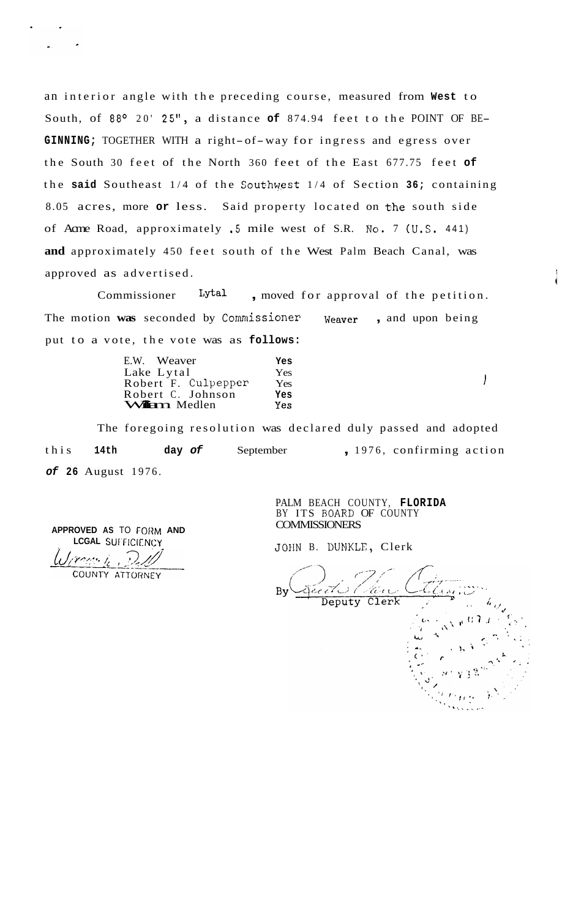an interior angle with the preceding course, measured from West to South, of 88° 20' 25", a distance of 874.94 feet to the POINT OF BEGINNING; TOGETHER WITH a right-of-way for ingress and egress over the South 30 feet of the North 360 feet of the East 677.75 feet of the said Southeast 1/4 of the Southwest 1/4 of Section 36; containing 8.05 acres, more or less. Said property located on the south side of Acme Road, approximately .5 mile west of S.R. No. 7 (U.S. 441) and approximately 450 feet south of the West Palm Beach Canal, was approved as advertised.

Commissioner Lytal, moved for approval of the petition. The motion was seconded by Commissioner Weaver, and upon being put to a vote, the vote was as follows:

| | |
|---|---|
| E.W. Weaver | Yes |
| Lake Lytal | Yes |
| Robert F. Culpepper | Yes |
| Robert C. Johnson | Yes |
| William Medlen | Yes |

The foregoing resolution was declared duly passed and adopted this 14th day of September, 1976, confirming action of 26 August 1976.

APPROVED AS TO FORM AND LEGAL SUFFICIENCY

COUNTY ATTORNEY

PALM BEACH COUNTY, FLORIDA
BY ITS BOARD OF COUNTY COMMISSIONERS

JOHN B. DUNKLE, Clerk

By ______________________
Deputy Clerk